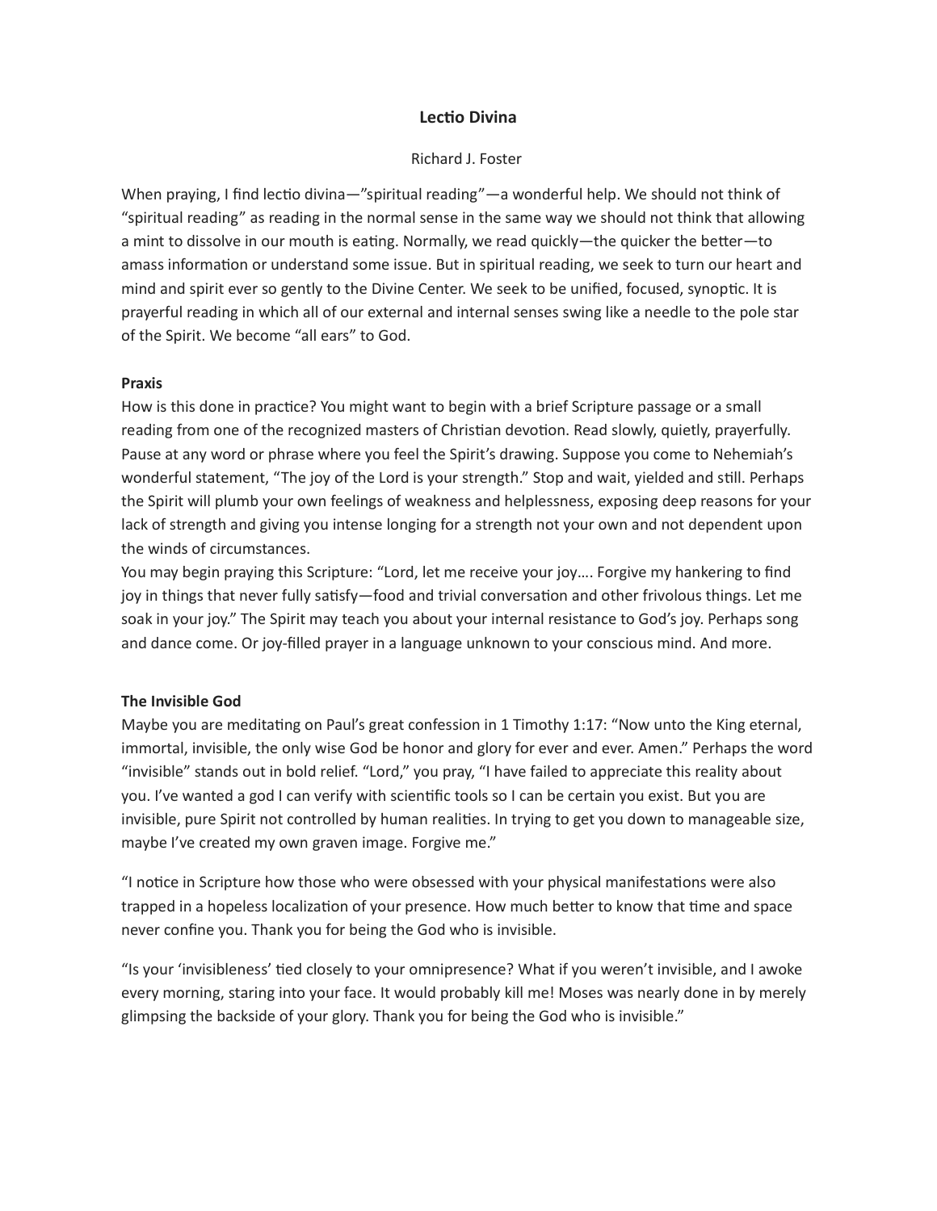# Lectio Divina

Richard J. Foster

When praying, I find lectio divina—"spiritual reading"—a wonderful help. We should not think of "spiritual reading" as reading in the normal sense in the same way we should not think that allowing a mint to dissolve in our mouth is eating. Normally, we read quickly—the quicker the better—to amass information or understand some issue. But in spiritual reading, we seek to turn our heart and mind and spirit ever so gently to the Divine Center. We seek to be unified, focused, synoptic. It is prayerful reading in which all of our external and internal senses swing like a needle to the pole star of the Spirit. We become "all ears" to God.

**Praxis**

How is this done in practice? You might want to begin with a brief Scripture passage or a small reading from one of the recognized masters of Christian devotion. Read slowly, quietly, prayerfully. Pause at any word or phrase where you feel the Spirit's drawing. Suppose you come to Nehemiah's wonderful statement, "The joy of the Lord is your strength." Stop and wait, yielded and still. Perhaps the Spirit will plumb your own feelings of weakness and helplessness, exposing deep reasons for your lack of strength and giving you intense longing for a strength not your own and not dependent upon the winds of circumstances.

You may begin praying this Scripture: "Lord, let me receive your joy…. Forgive my hankering to find joy in things that never fully satisfy—food and trivial conversation and other frivolous things. Let me soak in your joy." The Spirit may teach you about your internal resistance to God's joy. Perhaps song and dance come. Or joy-filled prayer in a language unknown to your conscious mind. And more.

**The Invisible God**

Maybe you are meditating on Paul's great confession in 1 Timothy 1:17: "Now unto the King eternal, immortal, invisible, the only wise God be honor and glory for ever and ever. Amen." Perhaps the word "invisible" stands out in bold relief. "Lord," you pray, "I have failed to appreciate this reality about you. I've wanted a god I can verify with scientific tools so I can be certain you exist. But you are invisible, pure Spirit not controlled by human realities. In trying to get you down to manageable size, maybe I've created my own graven image. Forgive me."

"I notice in Scripture how those who were obsessed with your physical manifestations were also trapped in a hopeless localization of your presence. How much better to know that time and space never confine you. Thank you for being the God who is invisible.

"Is your 'invisibleness' tied closely to your omnipresence? What if you weren't invisible, and I awoke every morning, staring into your face. It would probably kill me! Moses was nearly done in by merely glimpsing the backside of your glory. Thank you for being the God who is invisible."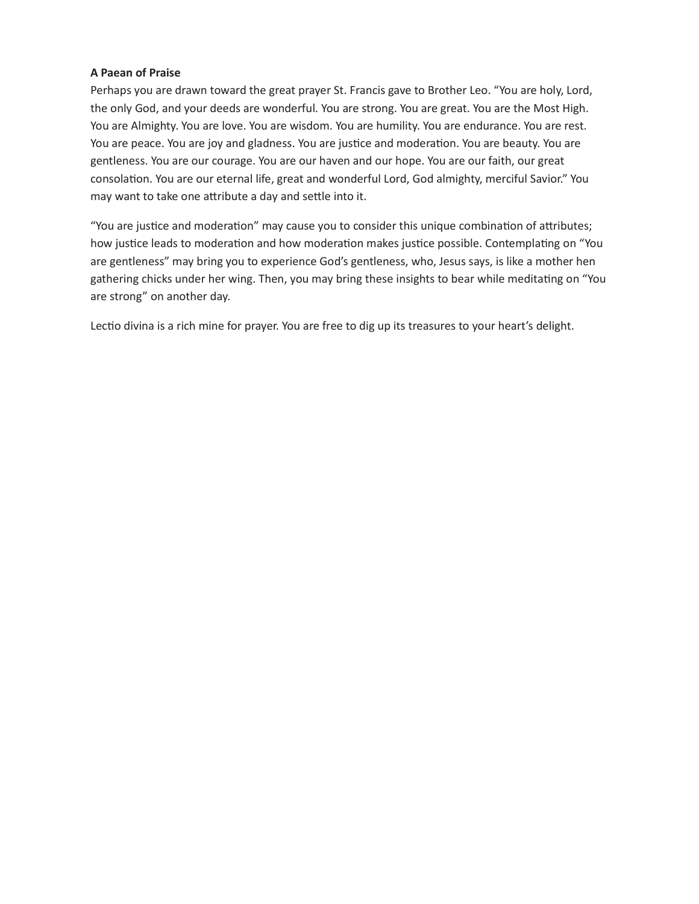**A Paean of Praise**

Perhaps you are drawn toward the great prayer St. Francis gave to Brother Leo. “You are holy, Lord, the only God, and your deeds are wonderful. You are strong. You are great. You are the Most High. You are Almighty. You are love. You are wisdom. You are humility. You are endurance. You are rest. You are peace. You are joy and gladness. You are justice and moderation. You are beauty. You are gentleness. You are our courage. You are our haven and our hope. You are our faith, our great consolation. You are our eternal life, great and wonderful Lord, God almighty, merciful Savior.” You may want to take one attribute a day and settle into it.

“You are justice and moderation” may cause you to consider this unique combination of attributes; how justice leads to moderation and how moderation makes justice possible. Contemplating on “You are gentleness” may bring you to experience God’s gentleness, who, Jesus says, is like a mother hen gathering chicks under her wing. Then, you may bring these insights to bear while meditating on “You are strong” on another day.

Lectio divina is a rich mine for prayer. You are free to dig up its treasures to your heart’s delight.